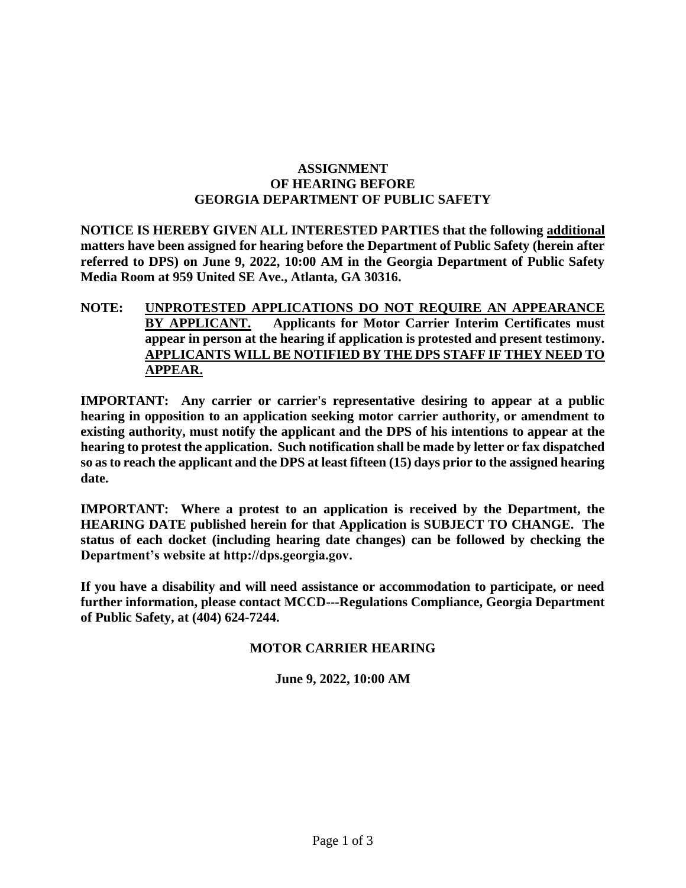# ASSIGNMENT
# OF HEARING BEFORE
# GEORGIA DEPARTMENT OF PUBLIC SAFETY

**NOTICE IS HEREBY GIVEN ALL INTERESTED PARTIES that the following <u>additional</u> matters have been assigned for hearing before the Department of Public Safety (herein after referred to DPS) on June 9, 2022, 10:00 AM in the Georgia Department of Public Safety Media Room at 959 United SE Ave., Atlanta, GA 30316.**

**NOTE: <u>UNPROTESTED APPLICATIONS DO NOT REQUIRE AN APPEARANCE BY APPLICANT.</u> Applicants for Motor Carrier Interim Certificates must appear in person at the hearing if application is protested and present testimony. <u>APPLICANTS WILL BE NOTIFIED BY THE DPS STAFF IF THEY NEED TO APPEAR.</u>**

**IMPORTANT: Any carrier or carrier's representative desiring to appear at a public hearing in opposition to an application seeking motor carrier authority, or amendment to existing authority, must notify the applicant and the DPS of his intentions to appear at the hearing to protest the application. Such notification shall be made by letter or fax dispatched so as to reach the applicant and the DPS at least fifteen (15) days prior to the assigned hearing date.**

**IMPORTANT: Where a protest to an application is received by the Department, the HEARING DATE published herein for that Application is SUBJECT TO CHANGE. The status of each docket (including hearing date changes) can be followed by checking the Department's website at http://dps.georgia.gov.**

**If you have a disability and will need assistance or accommodation to participate, or need further information, please contact MCCD---Regulations Compliance, Georgia Department of Public Safety, at (404) 624-7244.**

## MOTOR CARRIER HEARING

**June 9, 2022, 10:00 AM**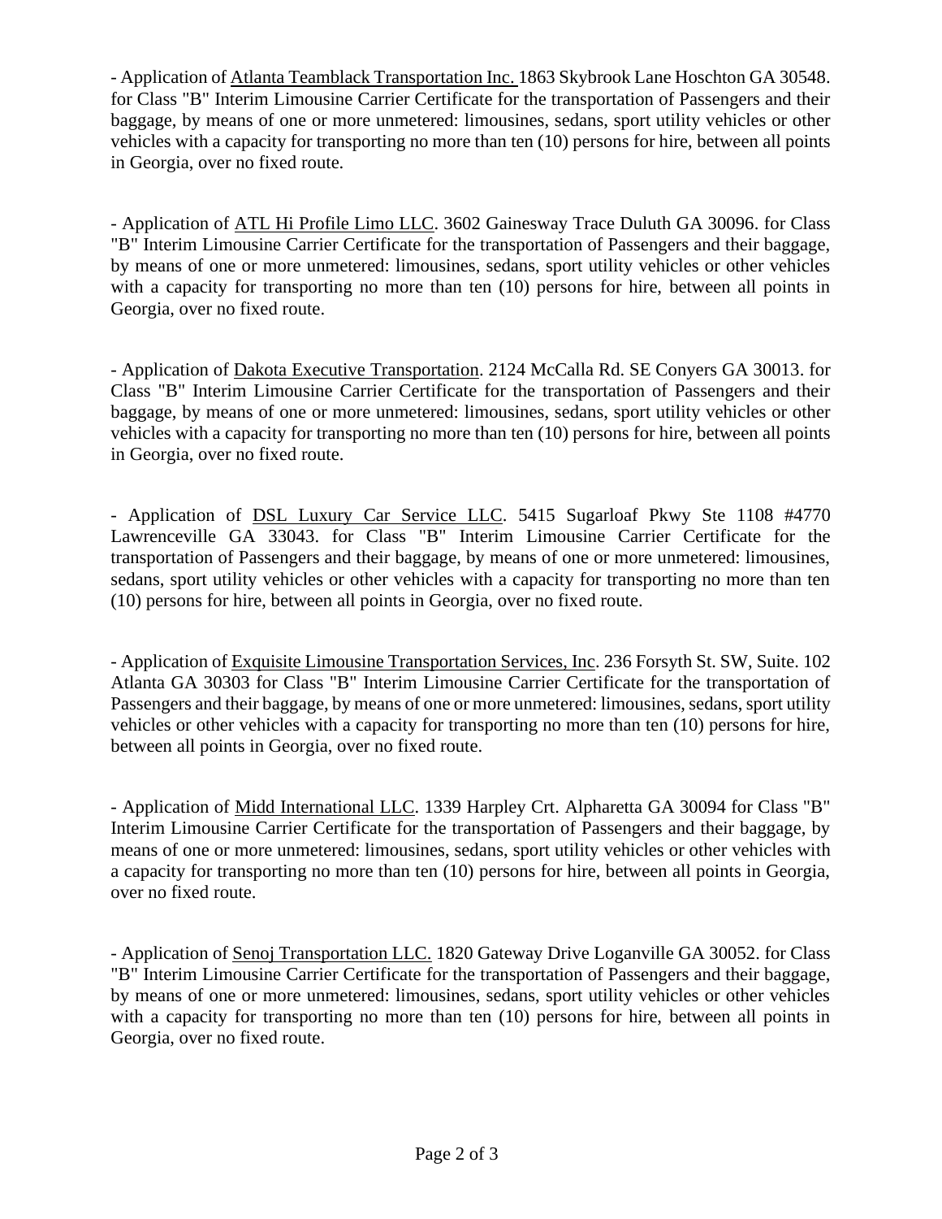- Application of Atlanta Teamblack Transportation Inc. 1863 Skybrook Lane Hoschton GA 30548. for Class "B" Interim Limousine Carrier Certificate for the transportation of Passengers and their baggage, by means of one or more unmetered: limousines, sedans, sport utility vehicles or other vehicles with a capacity for transporting no more than ten (10) persons for hire, between all points in Georgia, over no fixed route.

- Application of ATL Hi Profile Limo LLC. 3602 Gainesway Trace Duluth GA 30096. for Class "B" Interim Limousine Carrier Certificate for the transportation of Passengers and their baggage, by means of one or more unmetered: limousines, sedans, sport utility vehicles or other vehicles with a capacity for transporting no more than ten (10) persons for hire, between all points in Georgia, over no fixed route.

- Application of Dakota Executive Transportation. 2124 McCalla Rd. SE Conyers GA 30013. for Class "B" Interim Limousine Carrier Certificate for the transportation of Passengers and their baggage, by means of one or more unmetered: limousines, sedans, sport utility vehicles or other vehicles with a capacity for transporting no more than ten (10) persons for hire, between all points in Georgia, over no fixed route.

- Application of DSL Luxury Car Service LLC. 5415 Sugarloaf Pkwy Ste 1108 #4770 Lawrenceville GA 33043. for Class "B" Interim Limousine Carrier Certificate for the transportation of Passengers and their baggage, by means of one or more unmetered: limousines, sedans, sport utility vehicles or other vehicles with a capacity for transporting no more than ten (10) persons for hire, between all points in Georgia, over no fixed route.

- Application of Exquisite Limousine Transportation Services, Inc. 236 Forsyth St. SW, Suite. 102 Atlanta GA 30303 for Class "B" Interim Limousine Carrier Certificate for the transportation of Passengers and their baggage, by means of one or more unmetered: limousines, sedans, sport utility vehicles or other vehicles with a capacity for transporting no more than ten (10) persons for hire, between all points in Georgia, over no fixed route.

- Application of Midd International LLC. 1339 Harpley Crt. Alpharetta GA 30094 for Class "B" Interim Limousine Carrier Certificate for the transportation of Passengers and their baggage, by means of one or more unmetered: limousines, sedans, sport utility vehicles or other vehicles with a capacity for transporting no more than ten (10) persons for hire, between all points in Georgia, over no fixed route.

- Application of Senoj Transportation LLC. 1820 Gateway Drive Loganville GA 30052. for Class "B" Interim Limousine Carrier Certificate for the transportation of Passengers and their baggage, by means of one or more unmetered: limousines, sedans, sport utility vehicles or other vehicles with a capacity for transporting no more than ten (10) persons for hire, between all points in Georgia, over no fixed route.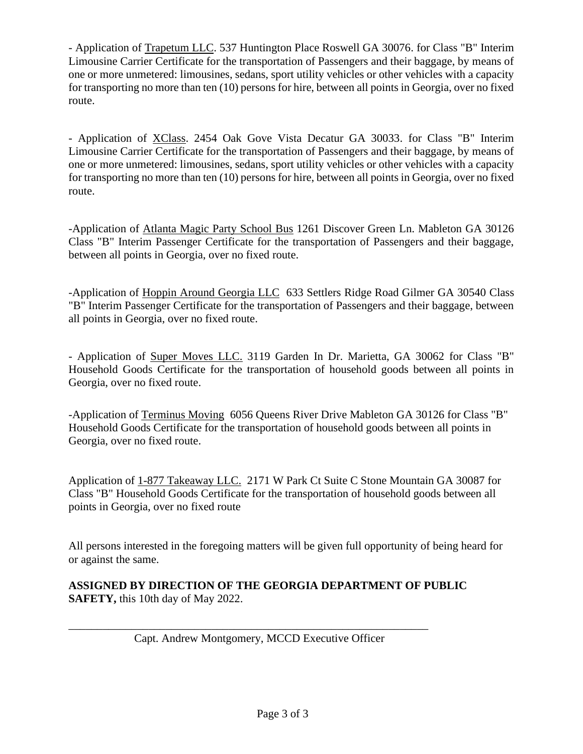- Application of Trapetum LLC. 537 Huntington Place Roswell GA 30076. for Class "B" Interim Limousine Carrier Certificate for the transportation of Passengers and their baggage, by means of one or more unmetered: limousines, sedans, sport utility vehicles or other vehicles with a capacity for transporting no more than ten (10) persons for hire, between all points in Georgia, over no fixed route.

- Application of XClass. 2454 Oak Gove Vista Decatur GA 30033. for Class "B" Interim Limousine Carrier Certificate for the transportation of Passengers and their baggage, by means of one or more unmetered: limousines, sedans, sport utility vehicles or other vehicles with a capacity for transporting no more than ten (10) persons for hire, between all points in Georgia, over no fixed route.

-Application of Atlanta Magic Party School Bus 1261 Discover Green Ln. Mableton GA 30126 Class "B" Interim Passenger Certificate for the transportation of Passengers and their baggage, between all points in Georgia, over no fixed route.

-Application of Hoppin Around Georgia LLC 633 Settlers Ridge Road Gilmer GA 30540 Class "B" Interim Passenger Certificate for the transportation of Passengers and their baggage, between all points in Georgia, over no fixed route.

- Application of Super Moves LLC. 3119 Garden In Dr. Marietta, GA 30062 for Class "B" Household Goods Certificate for the transportation of household goods between all points in Georgia, over no fixed route.

-Application of Terminus Moving 6056 Queens River Drive Mableton GA 30126 for Class "B" Household Goods Certificate for the transportation of household goods between all points in Georgia, over no fixed route.

Application of 1-877 Takeaway LLC. 2171 W Park Ct Suite C Stone Mountain GA 30087 for Class "B" Household Goods Certificate for the transportation of household goods between all points in Georgia, over no fixed route

All persons interested in the foregoing matters will be given full opportunity of being heard for or against the same.

**ASSIGNED BY DIRECTION OF THE GEORGIA DEPARTMENT OF PUBLIC SAFETY,** this 10th day of May 2022.

\_\_\_\_\_\_\_\_\_\_\_\_\_\_\_\_\_\_\_\_\_\_\_\_\_\_\_\_\_\_\_\_\_\_\_\_\_\_\_\_\_\_\_\_\_\_\_\_\_\_\_\_\_\_\_\_

Capt. Andrew Montgomery, MCCD Executive Officer